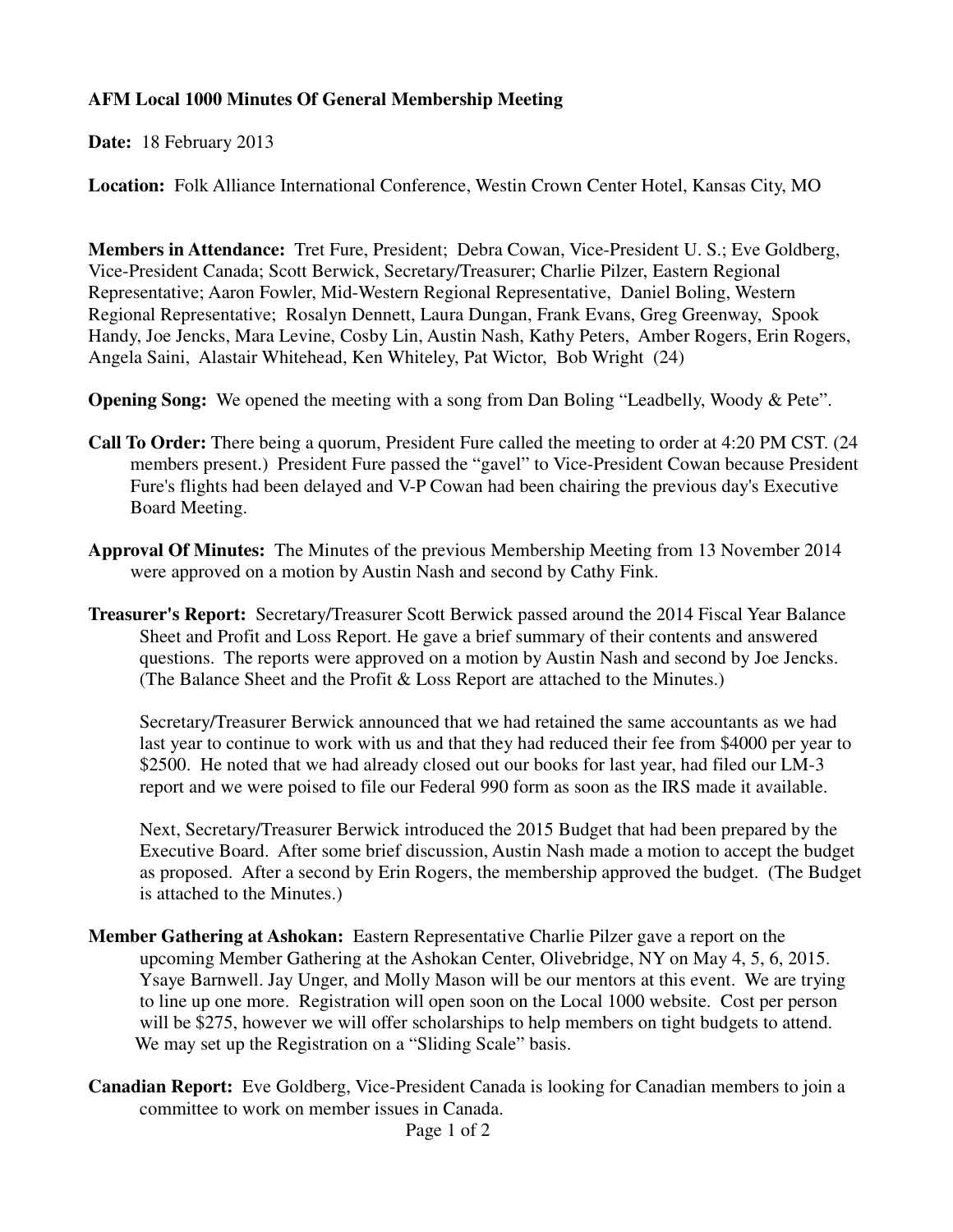**AFM Local 1000 Minutes Of General Membership Meeting**

**Date:** 18 February 2013

**Location:** Folk Alliance International Conference, Westin Crown Center Hotel, Kansas City, MO

**Members in Attendance:** Tret Fure, President; Debra Cowan, Vice-President U. S.; Eve Goldberg, Vice-President Canada; Scott Berwick, Secretary/Treasurer; Charlie Pilzer, Eastern Regional Representative; Aaron Fowler, Mid-Western Regional Representative, Daniel Boling, Western Regional Representative; Rosalyn Dennett, Laura Dungan, Frank Evans, Greg Greenway, Spook Handy, Joe Jencks, Mara Levine, Cosby Lin, Austin Nash, Kathy Peters, Amber Rogers, Erin Rogers, Angela Saini, Alastair Whitehead, Ken Whiteley, Pat Wictor, Bob Wright (24)

**Opening Song:** We opened the meeting with a song from Dan Boling "Leadbelly, Woody & Pete".

**Call To Order:** There being a quorum, President Fure called the meeting to order at 4:20 PM CST. (24 members present.) President Fure passed the "gavel" to Vice-President Cowan because President Fure's flights had been delayed and V-P Cowan had been chairing the previous day's Executive Board Meeting.

**Approval Of Minutes:** The Minutes of the previous Membership Meeting from 13 November 2014 were approved on a motion by Austin Nash and second by Cathy Fink.

**Treasurer's Report:** Secretary/Treasurer Scott Berwick passed around the 2014 Fiscal Year Balance Sheet and Profit and Loss Report. He gave a brief summary of their contents and answered questions. The reports were approved on a motion by Austin Nash and second by Joe Jencks. (The Balance Sheet and the Profit & Loss Report are attached to the Minutes.)

Secretary/Treasurer Berwick announced that we had retained the same accountants as we had last year to continue to work with us and that they had reduced their fee from $4000 per year to $2500. He noted that we had already closed out our books for last year, had filed our LM-3 report and we were poised to file our Federal 990 form as soon as the IRS made it available.

Next, Secretary/Treasurer Berwick introduced the 2015 Budget that had been prepared by the Executive Board. After some brief discussion, Austin Nash made a motion to accept the budget as proposed. After a second by Erin Rogers, the membership approved the budget. (The Budget is attached to the Minutes.)

**Member Gathering at Ashokan:** Eastern Representative Charlie Pilzer gave a report on the upcoming Member Gathering at the Ashokan Center, Olivebridge, NY on May 4, 5, 6, 2015. Ysaye Barnwell. Jay Unger, and Molly Mason will be our mentors at this event. We are trying to line up one more. Registration will open soon on the Local 1000 website. Cost per person will be $275, however we will offer scholarships to help members on tight budgets to attend. We may set up the Registration on a "Sliding Scale" basis.

**Canadian Report:** Eve Goldberg, Vice-President Canada is looking for Canadian members to join a committee to work on member issues in Canada.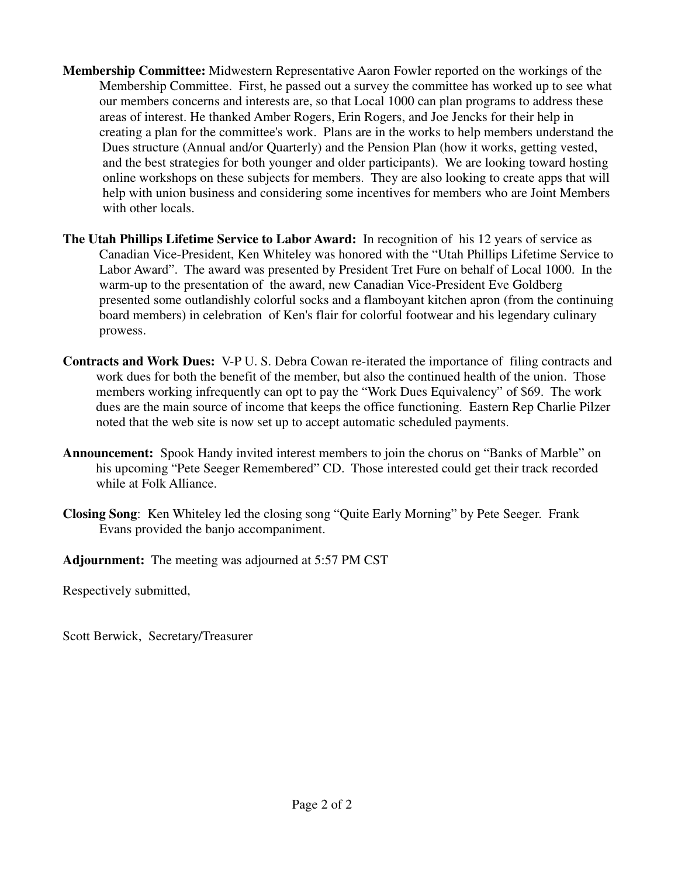**Membership Committee:** Midwestern Representative Aaron Fowler reported on the workings of the Membership Committee. First, he passed out a survey the committee has worked up to see what our members concerns and interests are, so that Local 1000 can plan programs to address these areas of interest. He thanked Amber Rogers, Erin Rogers, and Joe Jencks for their help in creating a plan for the committee's work. Plans are in the works to help members understand the Dues structure (Annual and/or Quarterly) and the Pension Plan (how it works, getting vested, and the best strategies for both younger and older participants). We are looking toward hosting online workshops on these subjects for members. They are also looking to create apps that will help with union business and considering some incentives for members who are Joint Members with other locals.

**The Utah Phillips Lifetime Service to Labor Award:** In recognition of his 12 years of service as Canadian Vice-President, Ken Whiteley was honored with the "Utah Phillips Lifetime Service to Labor Award". The award was presented by President Tret Fure on behalf of Local 1000. In the warm-up to the presentation of the award, new Canadian Vice-President Eve Goldberg presented some outlandishly colorful socks and a flamboyant kitchen apron (from the continuing board members) in celebration of Ken's flair for colorful footwear and his legendary culinary prowess.

**Contracts and Work Dues:** V-P U. S. Debra Cowan re-iterated the importance of filing contracts and work dues for both the benefit of the member, but also the continued health of the union. Those members working infrequently can opt to pay the "Work Dues Equivalency" of $69. The work dues are the main source of income that keeps the office functioning. Eastern Rep Charlie Pilzer noted that the web site is now set up to accept automatic scheduled payments.

**Announcement:** Spook Handy invited interest members to join the chorus on "Banks of Marble" on his upcoming "Pete Seeger Remembered" CD. Those interested could get their track recorded while at Folk Alliance.

**Closing Song**: Ken Whiteley led the closing song "Quite Early Morning" by Pete Seeger. Frank Evans provided the banjo accompaniment.

**Adjournment:** The meeting was adjourned at 5:57 PM CST

Respectively submitted,

Scott Berwick, Secretary/Treasurer